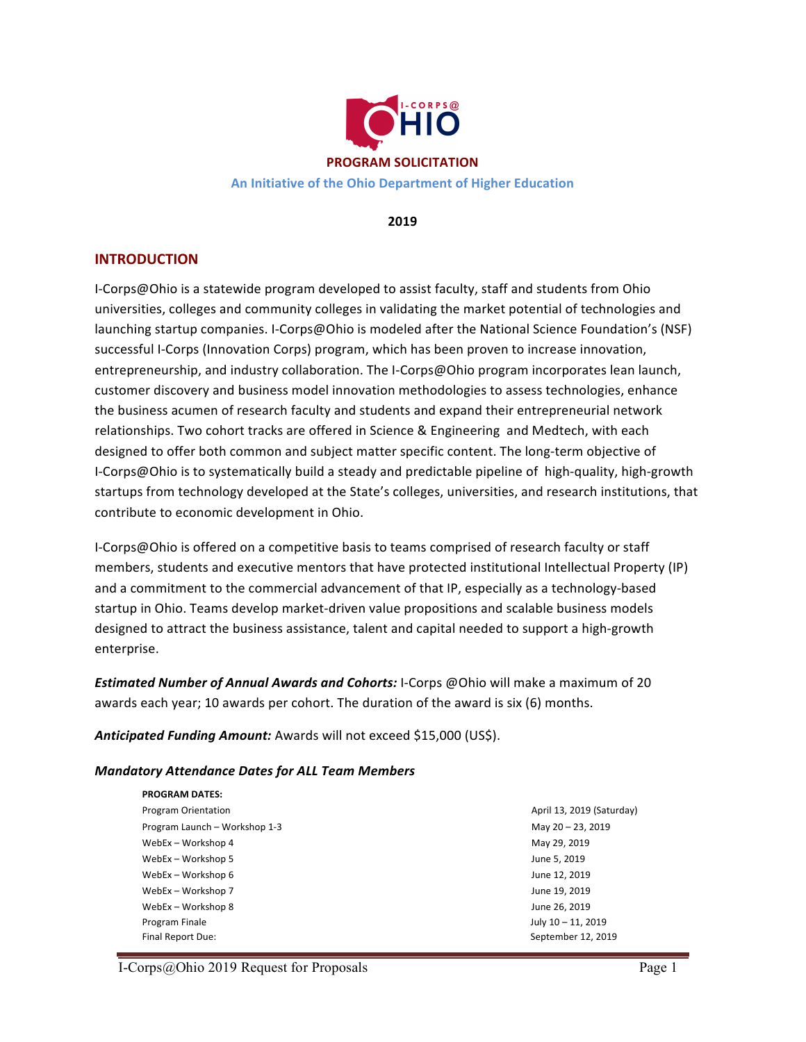# PROGRAM SOLICITATION

**An Initiative of the Ohio Department of Higher Education**

**2019**

## INTRODUCTION

I-Corps@Ohio is a statewide program developed to assist faculty, staff and students from Ohio universities, colleges and community colleges in validating the market potential of technologies and launching startup companies. I-Corps@Ohio is modeled after the National Science Foundation's (NSF) successful I-Corps (Innovation Corps) program, which has been proven to increase innovation, entrepreneurship, and industry collaboration. The I-Corps@Ohio program incorporates lean launch, customer discovery and business model innovation methodologies to assess technologies, enhance the business acumen of research faculty and students and expand their entrepreneurial network relationships. Two cohort tracks are offered in Science & Engineering and Medtech, with each designed to offer both common and subject matter specific content. The long-term objective of I-Corps@Ohio is to systematically build a steady and predictable pipeline of high-quality, high-growth startups from technology developed at the State's colleges, universities, and research institutions, that contribute to economic development in Ohio.

I-Corps@Ohio is offered on a competitive basis to teams comprised of research faculty or staff members, students and executive mentors that have protected institutional Intellectual Property (IP) and a commitment to the commercial advancement of that IP, especially as a technology-based startup in Ohio. Teams develop market-driven value propositions and scalable business models designed to attract the business assistance, talent and capital needed to support a high-growth enterprise.

***Estimated Number of Annual Awards and Cohorts:*** I-Corps @Ohio will make a maximum of 20 awards each year; 10 awards per cohort. The duration of the award is six (6) months.

***Anticipated Funding Amount:*** Awards will not exceed $15,000 (US$).

### *Mandatory Attendance Dates for ALL Team Members*

| PROGRAM DATES: | |
|---|---|
| Program Orientation | April 13, 2019 (Saturday) |
| Program Launch – Workshop 1-3 | May 20 – 23, 2019 |
| WebEx – Workshop 4 | May 29, 2019 |
| WebEx – Workshop 5 | June 5, 2019 |
| WebEx – Workshop 6 | June 12, 2019 |
| WebEx – Workshop 7 | June 19, 2019 |
| WebEx – Workshop 8 | June 26, 2019 |
| Program Finale | July 10 – 11, 2019 |
| Final Report Due: | September 12, 2019 |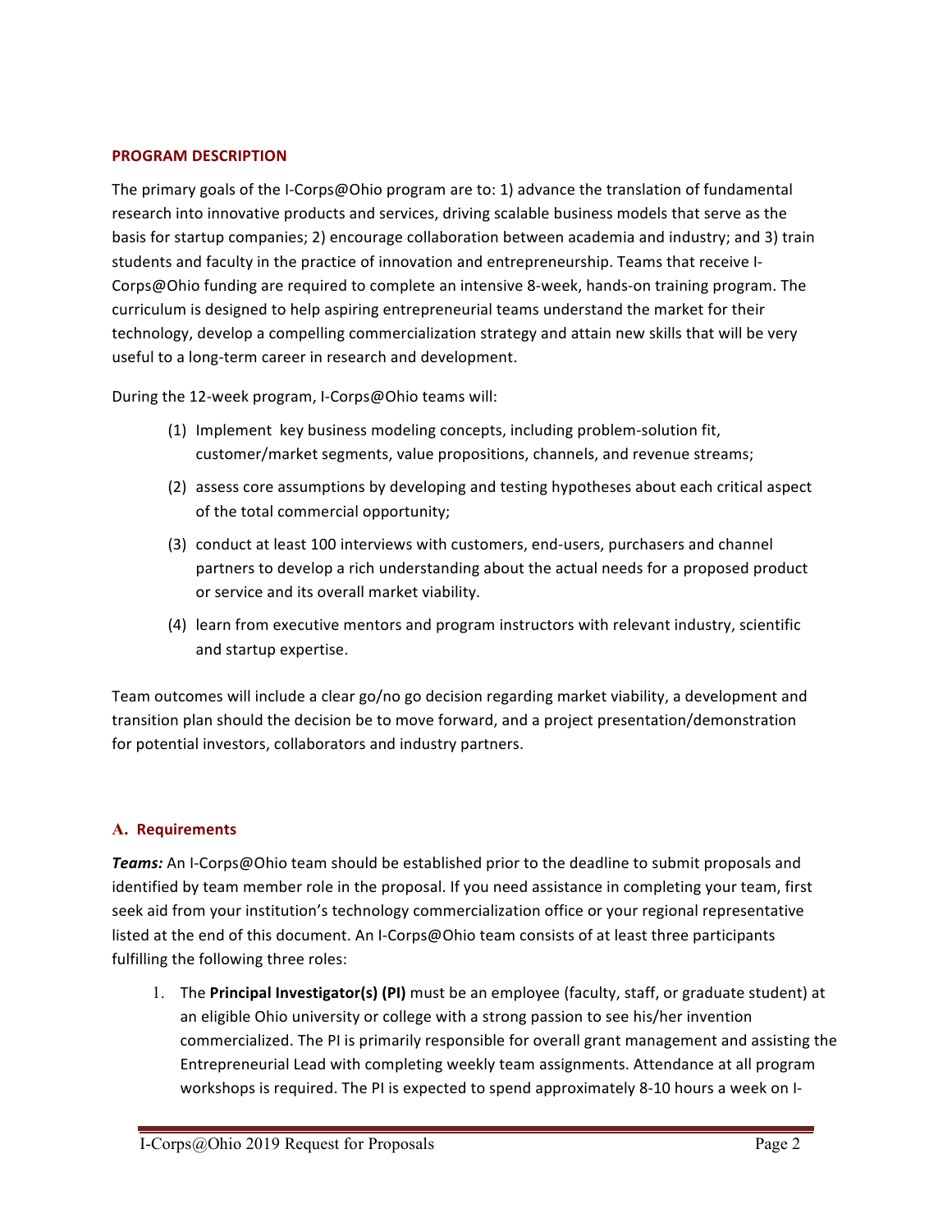## PROGRAM DESCRIPTION

The primary goals of the I-Corps@Ohio program are to: 1) advance the translation of fundamental research into innovative products and services, driving scalable business models that serve as the basis for startup companies; 2) encourage collaboration between academia and industry; and 3) train students and faculty in the practice of innovation and entrepreneurship. Teams that receive I-Corps@Ohio funding are required to complete an intensive 8-week, hands-on training program. The curriculum is designed to help aspiring entrepreneurial teams understand the market for their technology, develop a compelling commercialization strategy and attain new skills that will be very useful to a long-term career in research and development.

During the 12-week program, I-Corps@Ohio teams will:

(1) Implement key business modeling concepts, including problem-solution fit, customer/market segments, value propositions, channels, and revenue streams;

(2) assess core assumptions by developing and testing hypotheses about each critical aspect of the total commercial opportunity;

(3) conduct at least 100 interviews with customers, end-users, purchasers and channel partners to develop a rich understanding about the actual needs for a proposed product or service and its overall market viability.

(4) learn from executive mentors and program instructors with relevant industry, scientific and startup expertise.

Team outcomes will include a clear go/no go decision regarding market viability, a development and transition plan should the decision be to move forward, and a project presentation/demonstration for potential investors, collaborators and industry partners.

### A. Requirements

***Teams:*** An I-Corps@Ohio team should be established prior to the deadline to submit proposals and identified by team member role in the proposal. If you need assistance in completing your team, first seek aid from your institution's technology commercialization office or your regional representative listed at the end of this document. An I-Corps@Ohio team consists of at least three participants fulfilling the following three roles:

1. The **Principal Investigator(s) (PI)** must be an employee (faculty, staff, or graduate student) at an eligible Ohio university or college with a strong passion to see his/her invention commercialized. The PI is primarily responsible for overall grant management and assisting the Entrepreneurial Lead with completing weekly team assignments. Attendance at all program workshops is required. The PI is expected to spend approximately 8-10 hours a week on I-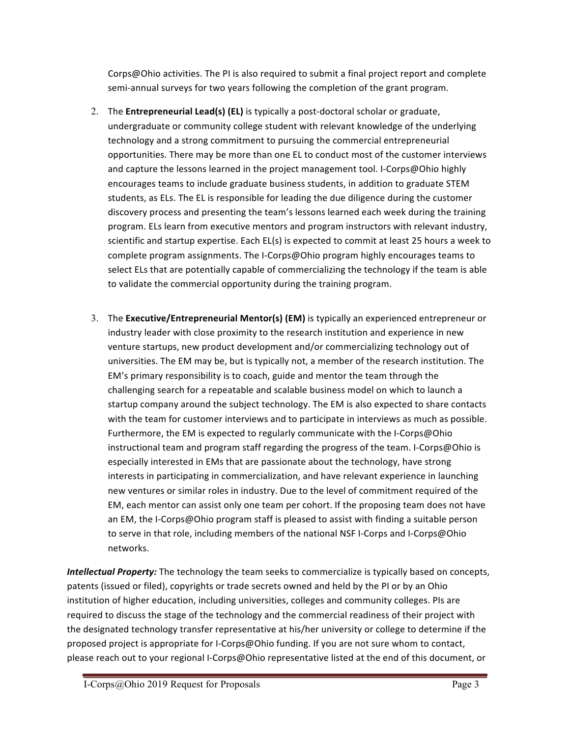Corps@Ohio activities. The PI is also required to submit a final project report and complete semi-annual surveys for two years following the completion of the grant program.

2. The **Entrepreneurial Lead(s) (EL)** is typically a post-doctoral scholar or graduate, undergraduate or community college student with relevant knowledge of the underlying technology and a strong commitment to pursuing the commercial entrepreneurial opportunities. There may be more than one EL to conduct most of the customer interviews and capture the lessons learned in the project management tool. I-Corps@Ohio highly encourages teams to include graduate business students, in addition to graduate STEM students, as ELs. The EL is responsible for leading the due diligence during the customer discovery process and presenting the team's lessons learned each week during the training program. ELs learn from executive mentors and program instructors with relevant industry, scientific and startup expertise. Each EL(s) is expected to commit at least 25 hours a week to complete program assignments. The I-Corps@Ohio program highly encourages teams to select ELs that are potentially capable of commercializing the technology if the team is able to validate the commercial opportunity during the training program.

3. The **Executive/Entrepreneurial Mentor(s) (EM)** is typically an experienced entrepreneur or industry leader with close proximity to the research institution and experience in new venture startups, new product development and/or commercializing technology out of universities. The EM may be, but is typically not, a member of the research institution. The EM's primary responsibility is to coach, guide and mentor the team through the challenging search for a repeatable and scalable business model on which to launch a startup company around the subject technology. The EM is also expected to share contacts with the team for customer interviews and to participate in interviews as much as possible. Furthermore, the EM is expected to regularly communicate with the I-Corps@Ohio instructional team and program staff regarding the progress of the team. I-Corps@Ohio is especially interested in EMs that are passionate about the technology, have strong interests in participating in commercialization, and have relevant experience in launching new ventures or similar roles in industry. Due to the level of commitment required of the EM, each mentor can assist only one team per cohort. If the proposing team does not have an EM, the I-Corps@Ohio program staff is pleased to assist with finding a suitable person to serve in that role, including members of the national NSF I-Corps and I-Corps@Ohio networks.

***Intellectual Property:*** The technology the team seeks to commercialize is typically based on concepts, patents (issued or filed), copyrights or trade secrets owned and held by the PI or by an Ohio institution of higher education, including universities, colleges and community colleges. PIs are required to discuss the stage of the technology and the commercial readiness of their project with the designated technology transfer representative at his/her university or college to determine if the proposed project is appropriate for I-Corps@Ohio funding. If you are not sure whom to contact, please reach out to your regional I-Corps@Ohio representative listed at the end of this document, or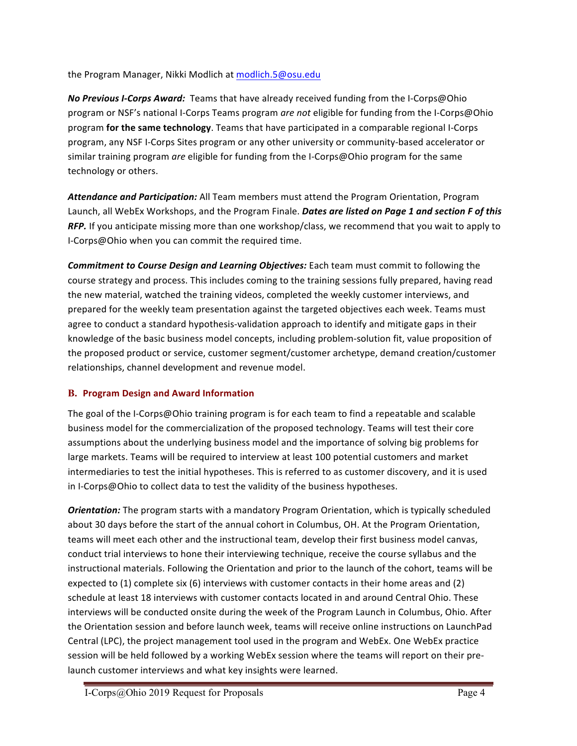the Program Manager, Nikki Modlich at modlich.5@osu.edu

***No Previous I-Corps Award:*** Teams that have already received funding from the I-Corps@Ohio program or NSF's national I-Corps Teams program *are not* eligible for funding from the I-Corps@Ohio program **for the same technology**. Teams that have participated in a comparable regional I-Corps program, any NSF I-Corps Sites program or any other university or community-based accelerator or similar training program *are* eligible for funding from the I-Corps@Ohio program for the same technology or others.

***Attendance and Participation:*** All Team members must attend the Program Orientation, Program Launch, all WebEx Workshops, and the Program Finale. ***Dates are listed on Page 1 and section F of this RFP.*** If you anticipate missing more than one workshop/class, we recommend that you wait to apply to I-Corps@Ohio when you can commit the required time.

***Commitment to Course Design and Learning Objectives:*** Each team must commit to following the course strategy and process. This includes coming to the training sessions fully prepared, having read the new material, watched the training videos, completed the weekly customer interviews, and prepared for the weekly team presentation against the targeted objectives each week. Teams must agree to conduct a standard hypothesis-validation approach to identify and mitigate gaps in their knowledge of the basic business model concepts, including problem-solution fit, value proposition of the proposed product or service, customer segment/customer archetype, demand creation/customer relationships, channel development and revenue model.

## B. Program Design and Award Information

The goal of the I-Corps@Ohio training program is for each team to find a repeatable and scalable business model for the commercialization of the proposed technology. Teams will test their core assumptions about the underlying business model and the importance of solving big problems for large markets. Teams will be required to interview at least 100 potential customers and market intermediaries to test the initial hypotheses. This is referred to as customer discovery, and it is used in I-Corps@Ohio to collect data to test the validity of the business hypotheses.

***Orientation:*** The program starts with a mandatory Program Orientation, which is typically scheduled about 30 days before the start of the annual cohort in Columbus, OH. At the Program Orientation, teams will meet each other and the instructional team, develop their first business model canvas, conduct trial interviews to hone their interviewing technique, receive the course syllabus and the instructional materials. Following the Orientation and prior to the launch of the cohort, teams will be expected to (1) complete six (6) interviews with customer contacts in their home areas and (2) schedule at least 18 interviews with customer contacts located in and around Central Ohio. These interviews will be conducted onsite during the week of the Program Launch in Columbus, Ohio. After the Orientation session and before launch week, teams will receive online instructions on LaunchPad Central (LPC), the project management tool used in the program and WebEx. One WebEx practice session will be held followed by a working WebEx session where the teams will report on their pre-launch customer interviews and what key insights were learned.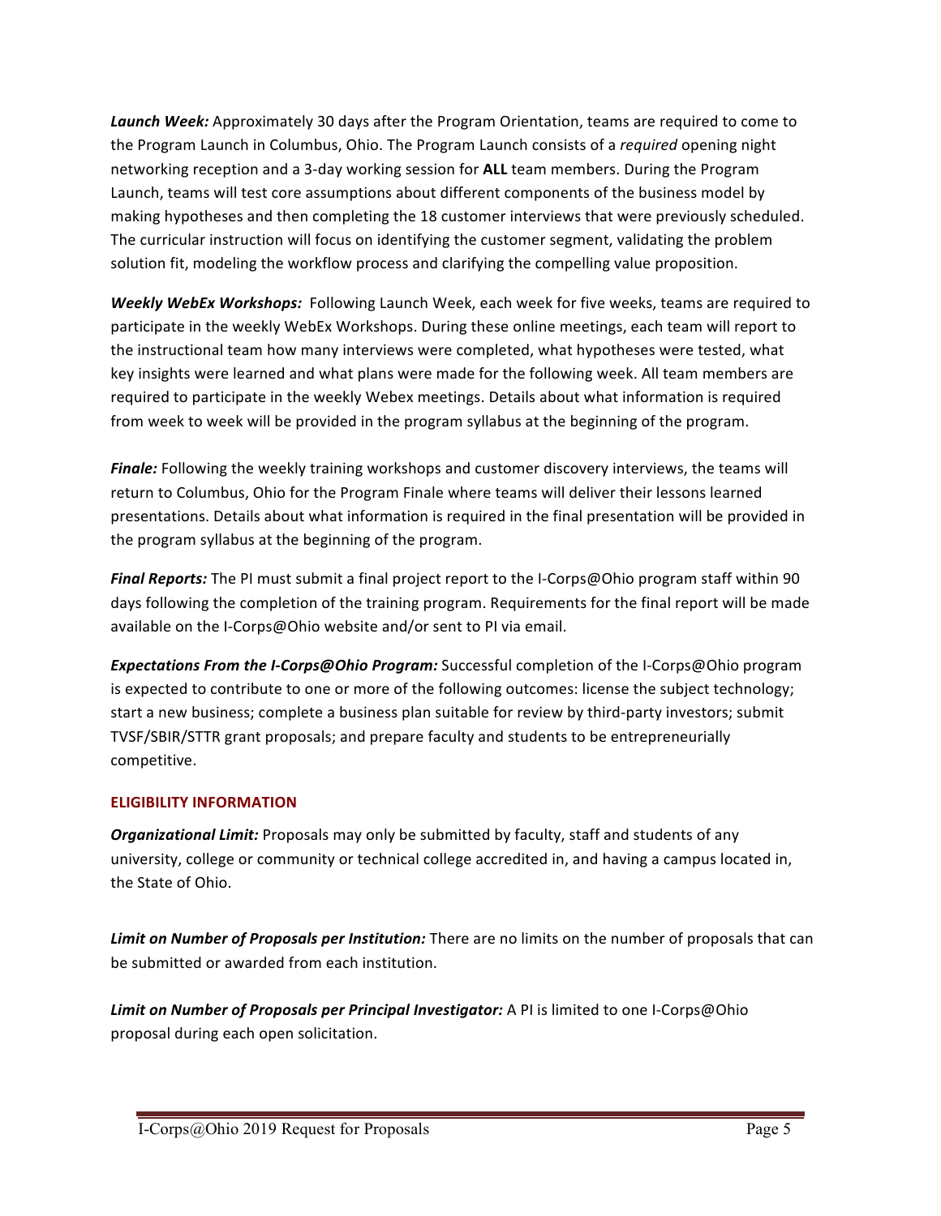***Launch Week:*** Approximately 30 days after the Program Orientation, teams are required to come to the Program Launch in Columbus, Ohio. The Program Launch consists of a *required* opening night networking reception and a 3-day working session for **ALL** team members. During the Program Launch, teams will test core assumptions about different components of the business model by making hypotheses and then completing the 18 customer interviews that were previously scheduled. The curricular instruction will focus on identifying the customer segment, validating the problem solution fit, modeling the workflow process and clarifying the compelling value proposition.

***Weekly WebEx Workshops:*** Following Launch Week, each week for five weeks, teams are required to participate in the weekly WebEx Workshops. During these online meetings, each team will report to the instructional team how many interviews were completed, what hypotheses were tested, what key insights were learned and what plans were made for the following week. All team members are required to participate in the weekly Webex meetings. Details about what information is required from week to week will be provided in the program syllabus at the beginning of the program.

***Finale:*** Following the weekly training workshops and customer discovery interviews, the teams will return to Columbus, Ohio for the Program Finale where teams will deliver their lessons learned presentations. Details about what information is required in the final presentation will be provided in the program syllabus at the beginning of the program.

***Final Reports:*** The PI must submit a final project report to the I-Corps@Ohio program staff within 90 days following the completion of the training program. Requirements for the final report will be made available on the I-Corps@Ohio website and/or sent to PI via email.

***Expectations From the I-Corps@Ohio Program:*** Successful completion of the I-Corps@Ohio program is expected to contribute to one or more of the following outcomes: license the subject technology; start a new business; complete a business plan suitable for review by third-party investors; submit TVSF/SBIR/STTR grant proposals; and prepare faculty and students to be entrepreneurially competitive.

## ELIGIBILITY INFORMATION

***Organizational Limit:*** Proposals may only be submitted by faculty, staff and students of any university, college or community or technical college accredited in, and having a campus located in, the State of Ohio.

***Limit on Number of Proposals per Institution:*** There are no limits on the number of proposals that can be submitted or awarded from each institution.

***Limit on Number of Proposals per Principal Investigator:*** A PI is limited to one I-Corps@Ohio proposal during each open solicitation.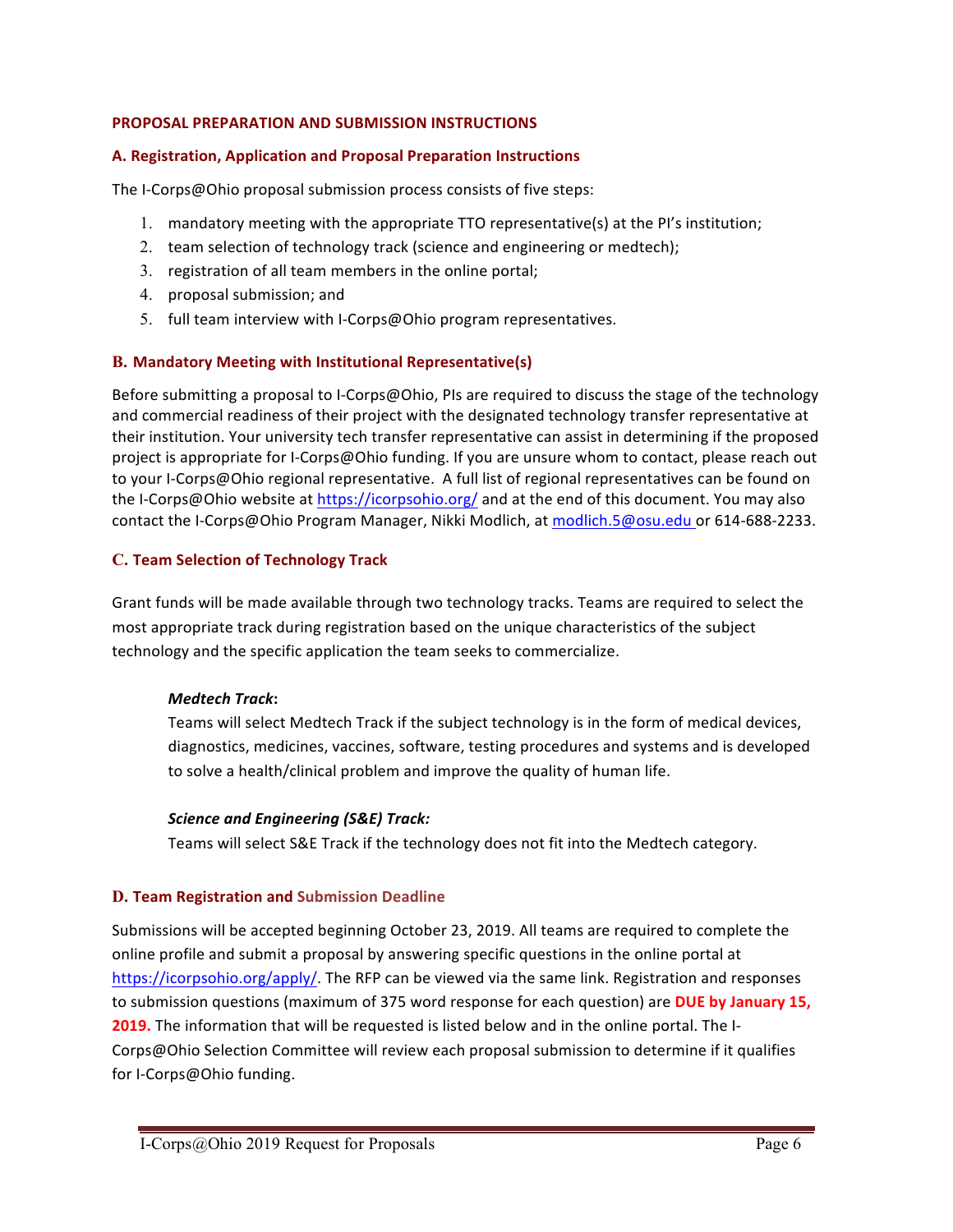## PROPOSAL PREPARATION AND SUBMISSION INSTRUCTIONS

### A. Registration, Application and Proposal Preparation Instructions

The I-Corps@Ohio proposal submission process consists of five steps:

1. mandatory meeting with the appropriate TTO representative(s) at the PI's institution;
2. team selection of technology track (science and engineering or medtech);
3. registration of all team members in the online portal;
4. proposal submission; and
5. full team interview with I-Corps@Ohio program representatives.

### B. Mandatory Meeting with Institutional Representative(s)

Before submitting a proposal to I-Corps@Ohio, PIs are required to discuss the stage of the technology and commercial readiness of their project with the designated technology transfer representative at their institution. Your university tech transfer representative can assist in determining if the proposed project is appropriate for I-Corps@Ohio funding. If you are unsure whom to contact, please reach out to your I-Corps@Ohio regional representative. A full list of regional representatives can be found on the I-Corps@Ohio website at https://icorpsohio.org/ and at the end of this document. You may also contact the I-Corps@Ohio Program Manager, Nikki Modlich, at modlich.5@osu.edu or 614-688-2233.

### C. Team Selection of Technology Track

Grant funds will be made available through two technology tracks. Teams are required to select the most appropriate track during registration based on the unique characteristics of the subject technology and the specific application the team seeks to commercialize.

***Medtech Track*:**
Teams will select Medtech Track if the subject technology is in the form of medical devices, diagnostics, medicines, vaccines, software, testing procedures and systems and is developed to solve a health/clinical problem and improve the quality of human life.

***Science and Engineering (S&E) Track:***
Teams will select S&E Track if the technology does not fit into the Medtech category.

### D. Team Registration and Submission Deadline

Submissions will be accepted beginning October 23, 2019. All teams are required to complete the online profile and submit a proposal by answering specific questions in the online portal at https://icorpsohio.org/apply/. The RFP can be viewed via the same link. Registration and responses to submission questions (maximum of 375 word response for each question) are **DUE by January 15, 2019.** The information that will be requested is listed below and in the online portal. The I-Corps@Ohio Selection Committee will review each proposal submission to determine if it qualifies for I-Corps@Ohio funding.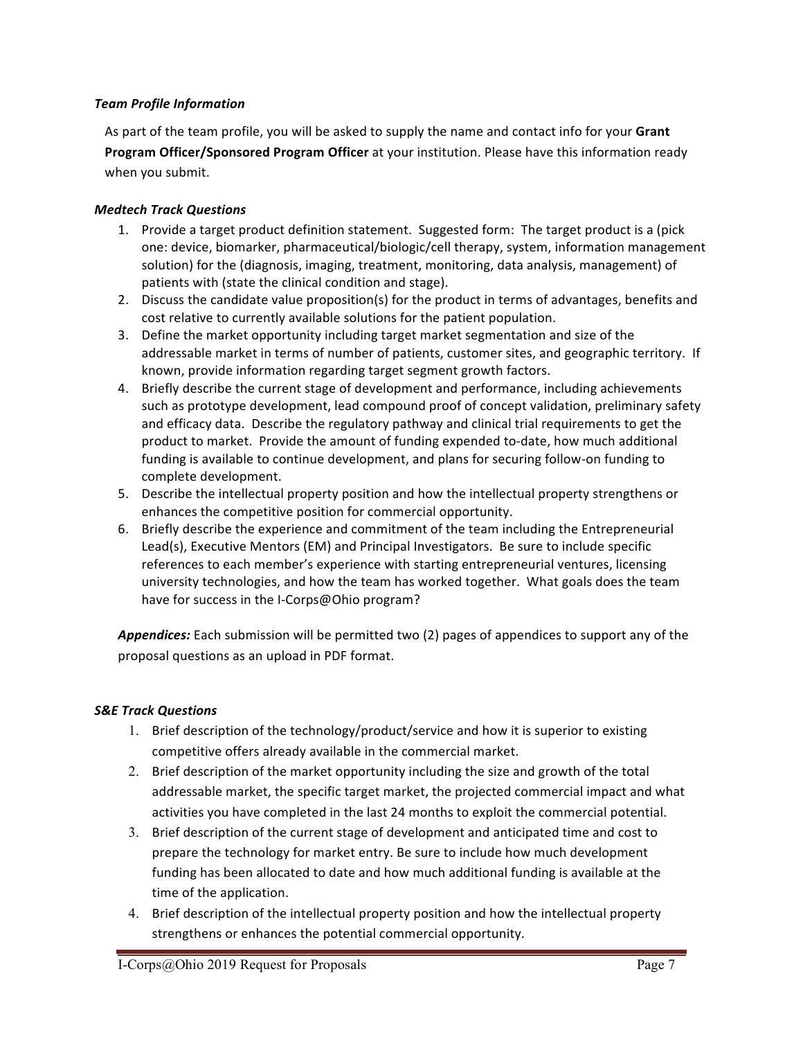### *Team Profile Information*

As part of the team profile, you will be asked to supply the name and contact info for your **Grant Program Officer/Sponsored Program Officer** at your institution. Please have this information ready when you submit.

### *Medtech Track Questions*

1. Provide a target product definition statement. Suggested form: The target product is a (pick one: device, biomarker, pharmaceutical/biologic/cell therapy, system, information management solution) for the (diagnosis, imaging, treatment, monitoring, data analysis, management) of patients with (state the clinical condition and stage).
2. Discuss the candidate value proposition(s) for the product in terms of advantages, benefits and cost relative to currently available solutions for the patient population.
3. Define the market opportunity including target market segmentation and size of the addressable market in terms of number of patients, customer sites, and geographic territory. If known, provide information regarding target segment growth factors.
4. Briefly describe the current stage of development and performance, including achievements such as prototype development, lead compound proof of concept validation, preliminary safety and efficacy data. Describe the regulatory pathway and clinical trial requirements to get the product to market. Provide the amount of funding expended to-date, how much additional funding is available to continue development, and plans for securing follow-on funding to complete development.
5. Describe the intellectual property position and how the intellectual property strengthens or enhances the competitive position for commercial opportunity.
6. Briefly describe the experience and commitment of the team including the Entrepreneurial Lead(s), Executive Mentors (EM) and Principal Investigators. Be sure to include specific references to each member's experience with starting entrepreneurial ventures, licensing university technologies, and how the team has worked together. What goals does the team have for success in the I-Corps@Ohio program?

***Appendices:*** Each submission will be permitted two (2) pages of appendices to support any of the proposal questions as an upload in PDF format.

### *S&E Track Questions*

1. Brief description of the technology/product/service and how it is superior to existing competitive offers already available in the commercial market.
2. Brief description of the market opportunity including the size and growth of the total addressable market, the specific target market, the projected commercial impact and what activities you have completed in the last 24 months to exploit the commercial potential.
3. Brief description of the current stage of development and anticipated time and cost to prepare the technology for market entry. Be sure to include how much development funding has been allocated to date and how much additional funding is available at the time of the application.
4. Brief description of the intellectual property position and how the intellectual property strengthens or enhances the potential commercial opportunity.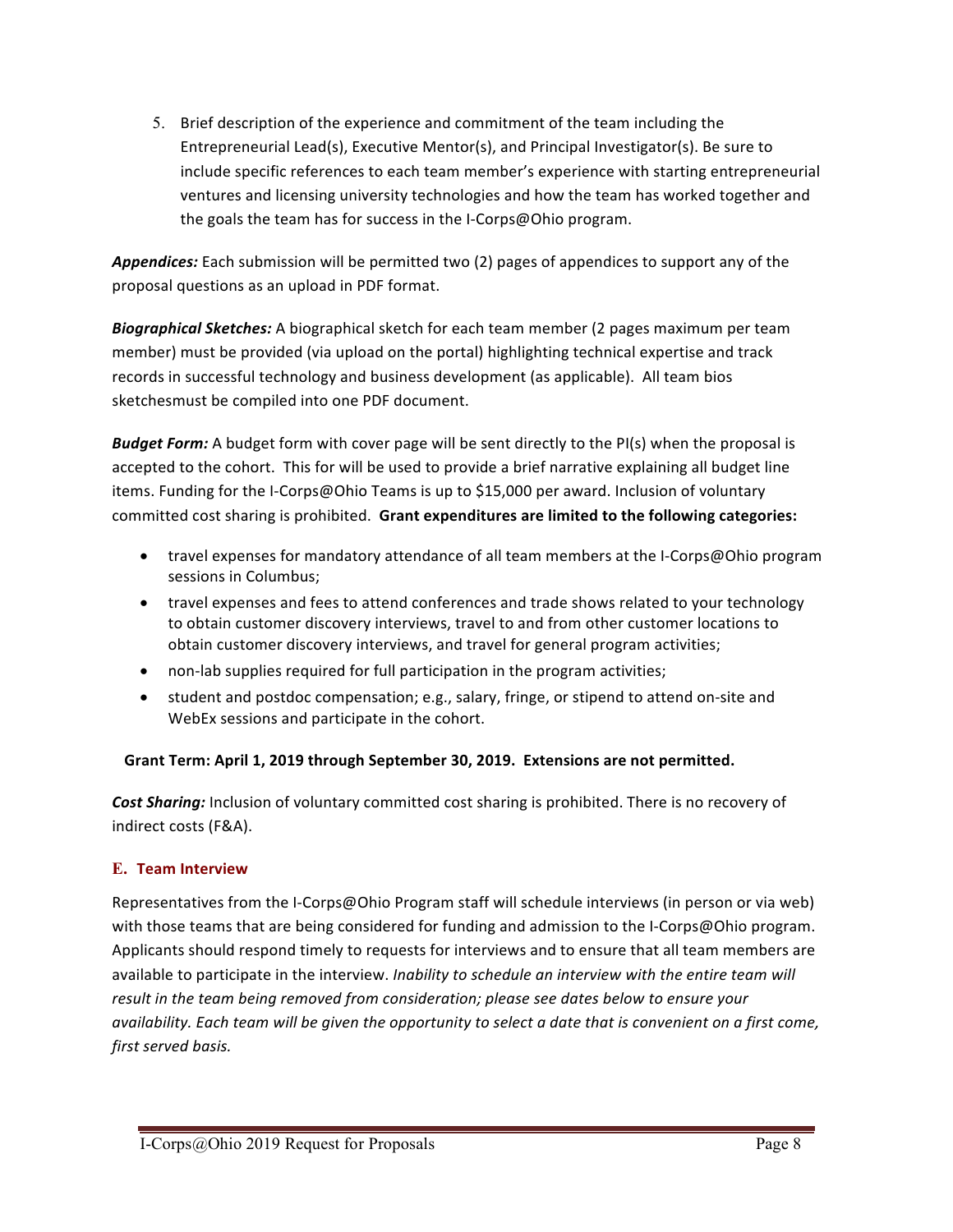5. Brief description of the experience and commitment of the team including the Entrepreneurial Lead(s), Executive Mentor(s), and Principal Investigator(s). Be sure to include specific references to each team member's experience with starting entrepreneurial ventures and licensing university technologies and how the team has worked together and the goals the team has for success in the I-Corps@Ohio program.

***Appendices:*** Each submission will be permitted two (2) pages of appendices to support any of the proposal questions as an upload in PDF format.

***Biographical Sketches:*** A biographical sketch for each team member (2 pages maximum per team member) must be provided (via upload on the portal) highlighting technical expertise and track records in successful technology and business development (as applicable). All team bios sketchesmust be compiled into one PDF document.

***Budget Form:*** A budget form with cover page will be sent directly to the PI(s) when the proposal is accepted to the cohort. This for will be used to provide a brief narrative explaining all budget line items. Funding for the I-Corps@Ohio Teams is up to $15,000 per award. Inclusion of voluntary committed cost sharing is prohibited. **Grant expenditures are limited to the following categories:**

- travel expenses for mandatory attendance of all team members at the I-Corps@Ohio program sessions in Columbus;
- travel expenses and fees to attend conferences and trade shows related to your technology to obtain customer discovery interviews, travel to and from other customer locations to obtain customer discovery interviews, and travel for general program activities;
- non-lab supplies required for full participation in the program activities;
- student and postdoc compensation; e.g., salary, fringe, or stipend to attend on-site and WebEx sessions and participate in the cohort.

**Grant Term: April 1, 2019 through September 30, 2019. Extensions are not permitted.**

***Cost Sharing:*** Inclusion of voluntary committed cost sharing is prohibited. There is no recovery of indirect costs (F&A).

### E. Team Interview

Representatives from the I-Corps@Ohio Program staff will schedule interviews (in person or via web) with those teams that are being considered for funding and admission to the I-Corps@Ohio program. Applicants should respond timely to requests for interviews and to ensure that all team members are available to participate in the interview. *Inability to schedule an interview with the entire team will result in the team being removed from consideration; please see dates below to ensure your availability. Each team will be given the opportunity to select a date that is convenient on a first come, first served basis.*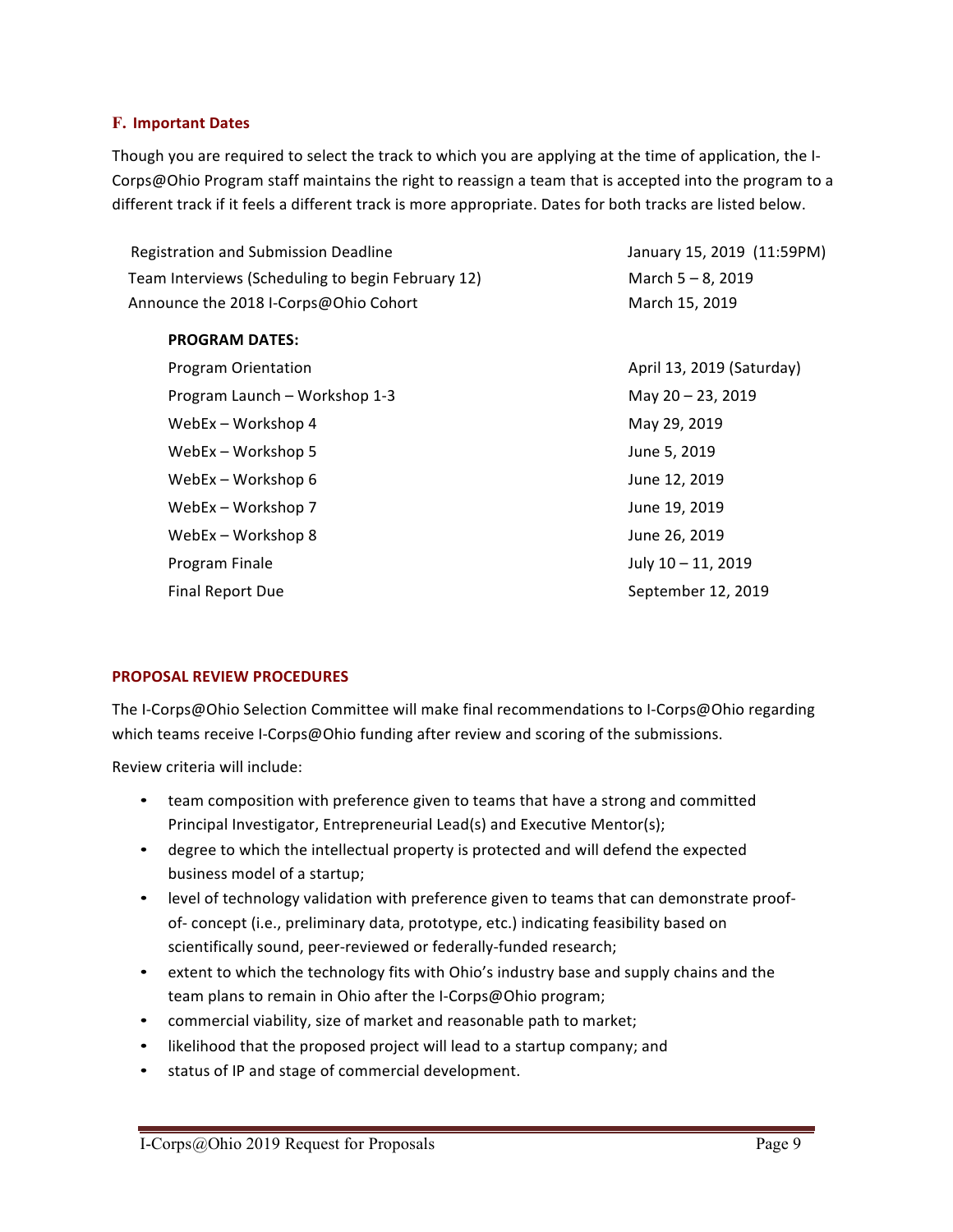### F. Important Dates

Though you are required to select the track to which you are applying at the time of application, the I-Corps@Ohio Program staff maintains the right to reassign a team that is accepted into the program to a different track if it feels a different track is more appropriate. Dates for both tracks are listed below.

| | |
|---|---|
| Registration and Submission Deadline | January 15, 2019 (11:59PM) |
| Team Interviews (Scheduling to begin February 12) | March 5 – 8, 2019 |
| Announce the 2018 I-Corps@Ohio Cohort | March 15, 2019 |

**PROGRAM DATES:**

| | |
|---|---|
| Program Orientation | April 13, 2019 (Saturday) |
| Program Launch – Workshop 1-3 | May 20 – 23, 2019 |
| WebEx – Workshop 4 | May 29, 2019 |
| WebEx – Workshop 5 | June 5, 2019 |
| WebEx – Workshop 6 | June 12, 2019 |
| WebEx – Workshop 7 | June 19, 2019 |
| WebEx – Workshop 8 | June 26, 2019 |
| Program Finale | July 10 – 11, 2019 |
| Final Report Due | September 12, 2019 |

### PROPOSAL REVIEW PROCEDURES

The I-Corps@Ohio Selection Committee will make final recommendations to I-Corps@Ohio regarding which teams receive I-Corps@Ohio funding after review and scoring of the submissions.

Review criteria will include:

- team composition with preference given to teams that have a strong and committed Principal Investigator, Entrepreneurial Lead(s) and Executive Mentor(s);
- degree to which the intellectual property is protected and will defend the expected business model of a startup;
- level of technology validation with preference given to teams that can demonstrate proof-of- concept (i.e., preliminary data, prototype, etc.) indicating feasibility based on scientifically sound, peer-reviewed or federally-funded research;
- extent to which the technology fits with Ohio's industry base and supply chains and the team plans to remain in Ohio after the I-Corps@Ohio program;
- commercial viability, size of market and reasonable path to market;
- likelihood that the proposed project will lead to a startup company; and
- status of IP and stage of commercial development.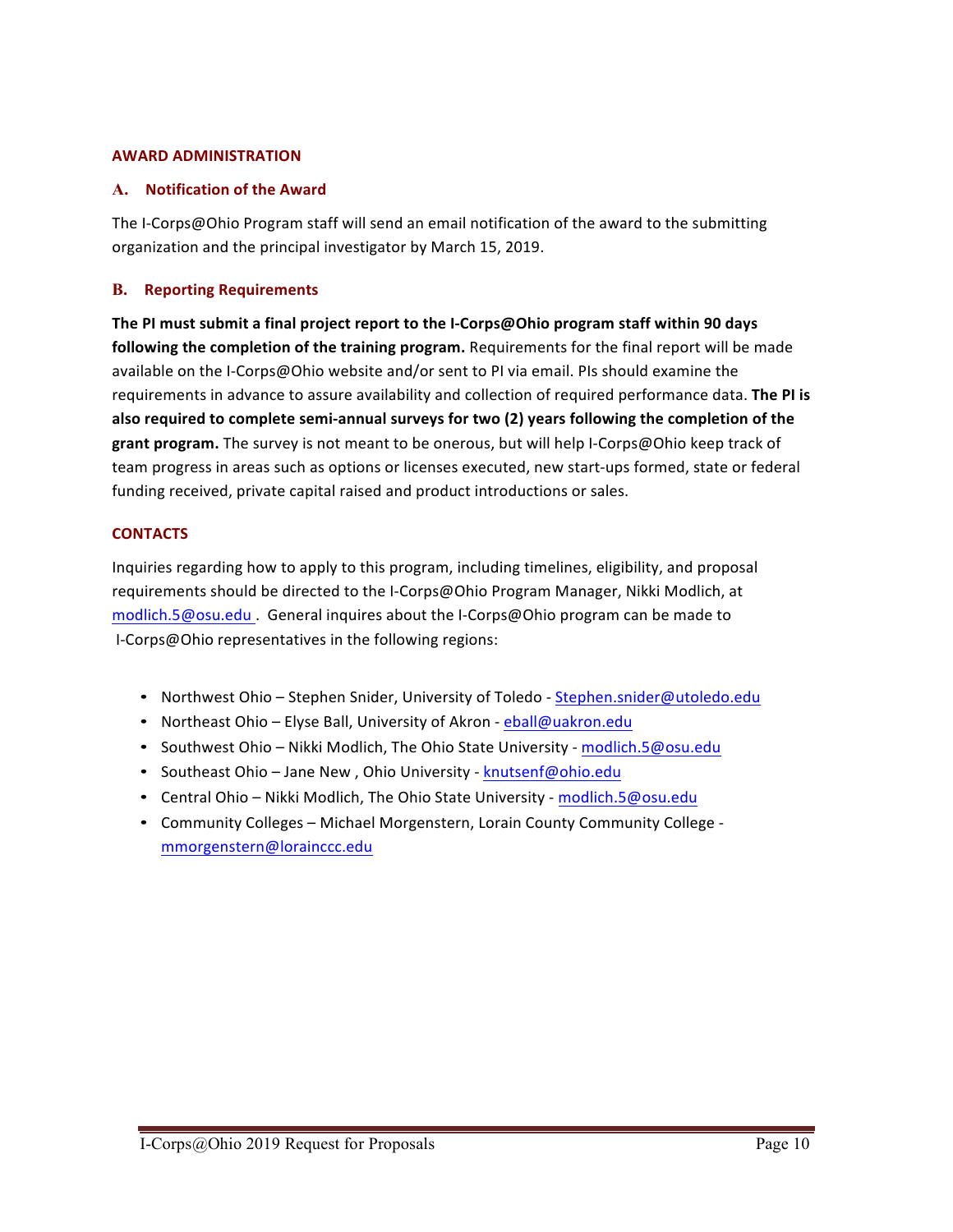## AWARD ADMINISTRATION

### A. Notification of the Award

The I-Corps@Ohio Program staff will send an email notification of the award to the submitting organization and the principal investigator by March 15, 2019.

### B. Reporting Requirements

**The PI must submit a final project report to the I-Corps@Ohio program staff within 90 days following the completion of the training program.** Requirements for the final report will be made available on the I-Corps@Ohio website and/or sent to PI via email. PIs should examine the requirements in advance to assure availability and collection of required performance data. **The PI is also required to complete semi-annual surveys for two (2) years following the completion of the grant program.** The survey is not meant to be onerous, but will help I-Corps@Ohio keep track of team progress in areas such as options or licenses executed, new start-ups formed, state or federal funding received, private capital raised and product introductions or sales.

## CONTACTS

Inquiries regarding how to apply to this program, including timelines, eligibility, and proposal requirements should be directed to the I-Corps@Ohio Program Manager, Nikki Modlich, at modlich.5@osu.edu . General inquires about the I-Corps@Ohio program can be made to I-Corps@Ohio representatives in the following regions:

- Northwest Ohio – Stephen Snider, University of Toledo - Stephen.snider@utoledo.edu
- Northeast Ohio – Elyse Ball, University of Akron - eball@uakron.edu
- Southwest Ohio – Nikki Modlich, The Ohio State University - modlich.5@osu.edu
- Southeast Ohio – Jane New , Ohio University - knutsenf@ohio.edu
- Central Ohio – Nikki Modlich, The Ohio State University - modlich.5@osu.edu
- Community Colleges – Michael Morgenstern, Lorain County Community College - mmorgenstern@lorainccc.edu